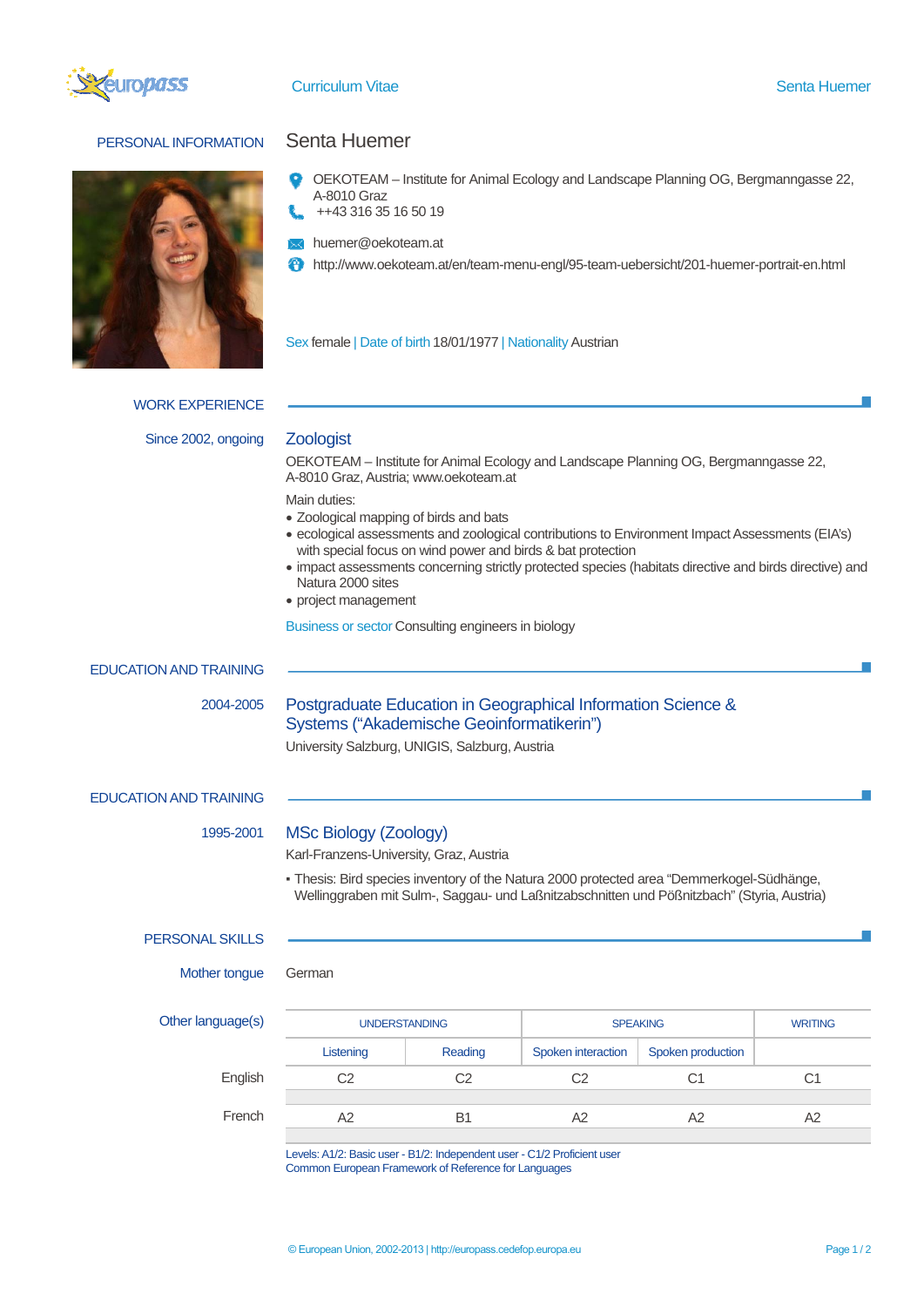# Curriculum Vitae

## PERSONAL INFORMATION

### Senta Huemer

OEKOTEAM – Institute for Animal Ecology and Landscape Planning OG, Bergmanngasse 22, A-8010 Graz

++43 316 35 16 50 19

huemer@oekoteam.at

http://www.oekoteam.at/en/team-menu-engl/95-team-uebersicht/201-huemer-portrait-en.html

Sex female | Date of birth 18/01/1977 | Nationality Austrian

## WORK EXPERIENCE

**Since 2002, ongoing**

### Zoologist

OEKOTEAM – Institute for Animal Ecology and Landscape Planning OG, Bergmanngasse 22, A-8010 Graz, Austria; www.oekoteam.at

Main duties:

- Zoological mapping of birds and bats
- ecological assessments and zoological contributions to Environment Impact Assessments (EIA's) with special focus on wind power and birds & bat protection
- impact assessments concerning strictly protected species (habitats directive and birds directive) and Natura 2000 sites
- project management

Business or sector Consulting engineers in biology

## EDUCATION AND TRAINING

**2004-2005**

### Postgraduate Education in Geographical Information Science & Systems ("Akademische Geoinformatikerin")

University Salzburg, UNIGIS, Salzburg, Austria

## EDUCATION AND TRAINING

**1995-2001**

### MSc Biology (Zoology)

Karl-Franzens-University, Graz, Austria

- Thesis: Bird species inventory of the Natura 2000 protected area "Demmerkogel-Südhänge, Wellinggraben mit Sulm-, Saggau- und Laßnitzabschnitten und Pößnitzbach" (Styria, Austria)

## PERSONAL SKILLS

Mother tongue: German

Other language(s)

| | UNDERSTANDING | | SPEAKING | | WRITING |
|---|---|---|---|---|---|
| | Listening | Reading | Spoken interaction | Spoken production | |
| English | C2 | C2 | C2 | C1 | C1 |
| French | A2 | B1 | A2 | A2 | A2 |

Levels: A1/2: Basic user - B1/2: Independent user - C1/2 Proficient user
Common European Framework of Reference for Languages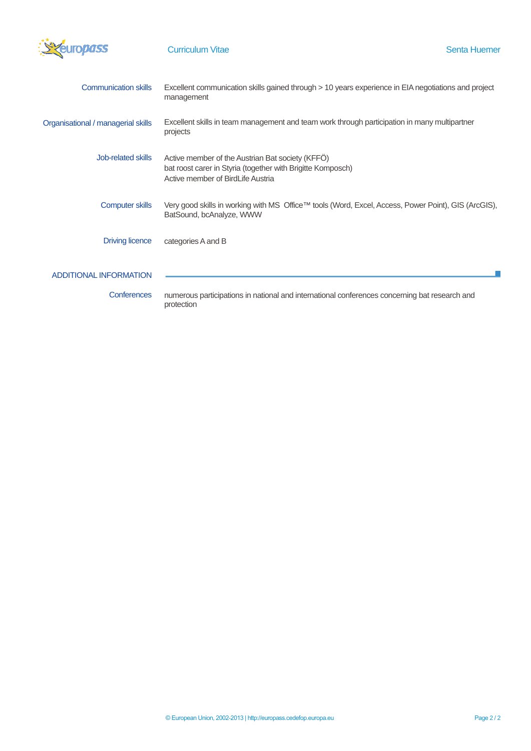| | |
|---|---|
| Communication skills | Excellent communication skills gained through > 10 years experience in EIA negotiations and project management |
| Organisational / managerial skills | Excellent skills in team management and team work through participation in many multipartner projects |
| Job-related skills | Active member of the Austrian Bat society (KFFÖ)<br>bat roost carer in Styria (together with Brigitte Komposch)<br>Active member of BirdLife Austria |
| Computer skills | Very good skills in working with MS Office™ tools (Word, Excel, Access, Power Point), GIS (ArcGIS), BatSound, bcAnalyze, WWW |
| Driving licence | categories A and B |

## ADDITIONAL INFORMATION

| | |
|---|---|
| Conferences | numerous participations in national and international conferences concerning bat research and protection |